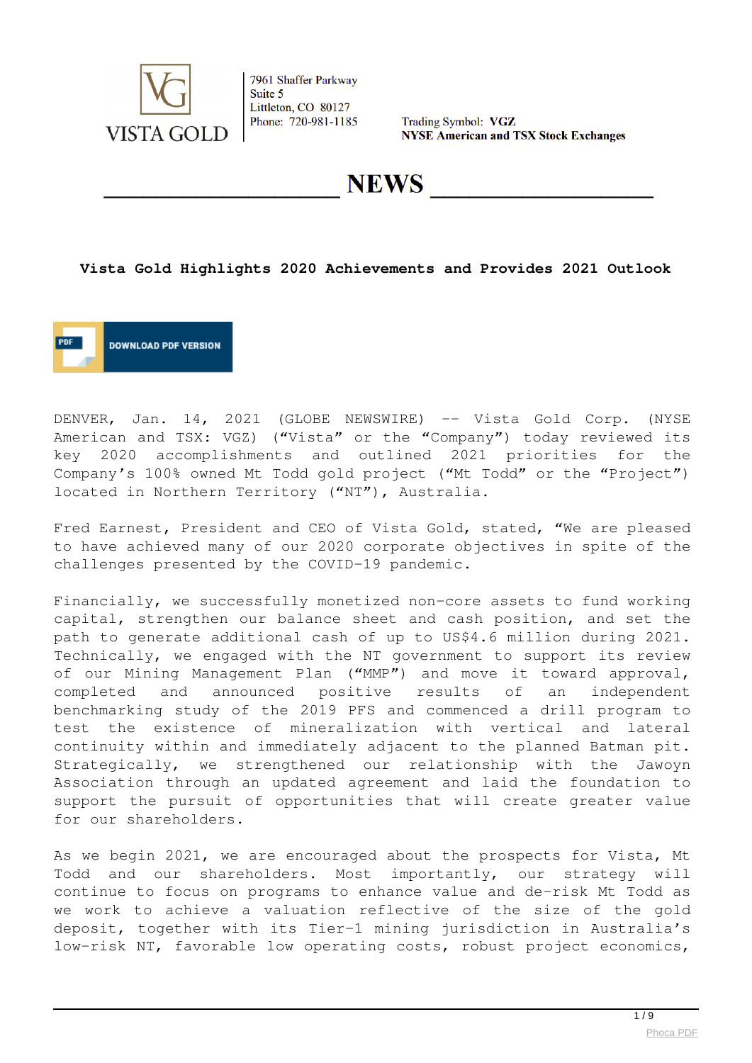7961 Shaffer Parkway
Suite 5
Littleton, CO 80127
Phone: 720-981-1185

Trading Symbol: **VGZ**
**NYSE American and TSX Stock Exchanges**

# NEWS

## Vista Gold Highlights 2020 Achievements and Provides 2021 Outlook

DOWNLOAD PDF VERSION

DENVER, Jan. 14, 2021 (GLOBE NEWSWIRE) -- Vista Gold Corp. (NYSE American and TSX: VGZ) ("Vista" or the "Company") today reviewed its key 2020 accomplishments and outlined 2021 priorities for the Company's 100% owned Mt Todd gold project ("Mt Todd" or the "Project") located in Northern Territory ("NT"), Australia.

Fred Earnest, President and CEO of Vista Gold, stated, "We are pleased to have achieved many of our 2020 corporate objectives in spite of the challenges presented by the COVID-19 pandemic.

Financially, we successfully monetized non-core assets to fund working capital, strengthen our balance sheet and cash position, and set the path to generate additional cash of up to US$4.6 million during 2021. Technically, we engaged with the NT government to support its review of our Mining Management Plan ("MMP") and move it toward approval, completed and announced positive results of an independent benchmarking study of the 2019 PFS and commenced a drill program to test the existence of mineralization with vertical and lateral continuity within and immediately adjacent to the planned Batman pit. Strategically, we strengthened our relationship with the Jawoyn Association through an updated agreement and laid the foundation to support the pursuit of opportunities that will create greater value for our shareholders.

As we begin 2021, we are encouraged about the prospects for Vista, Mt Todd and our shareholders. Most importantly, our strategy will continue to focus on programs to enhance value and de-risk Mt Todd as we work to achieve a valuation reflective of the size of the gold deposit, together with its Tier-1 mining jurisdiction in Australia's low-risk NT, favorable low operating costs, robust project economics,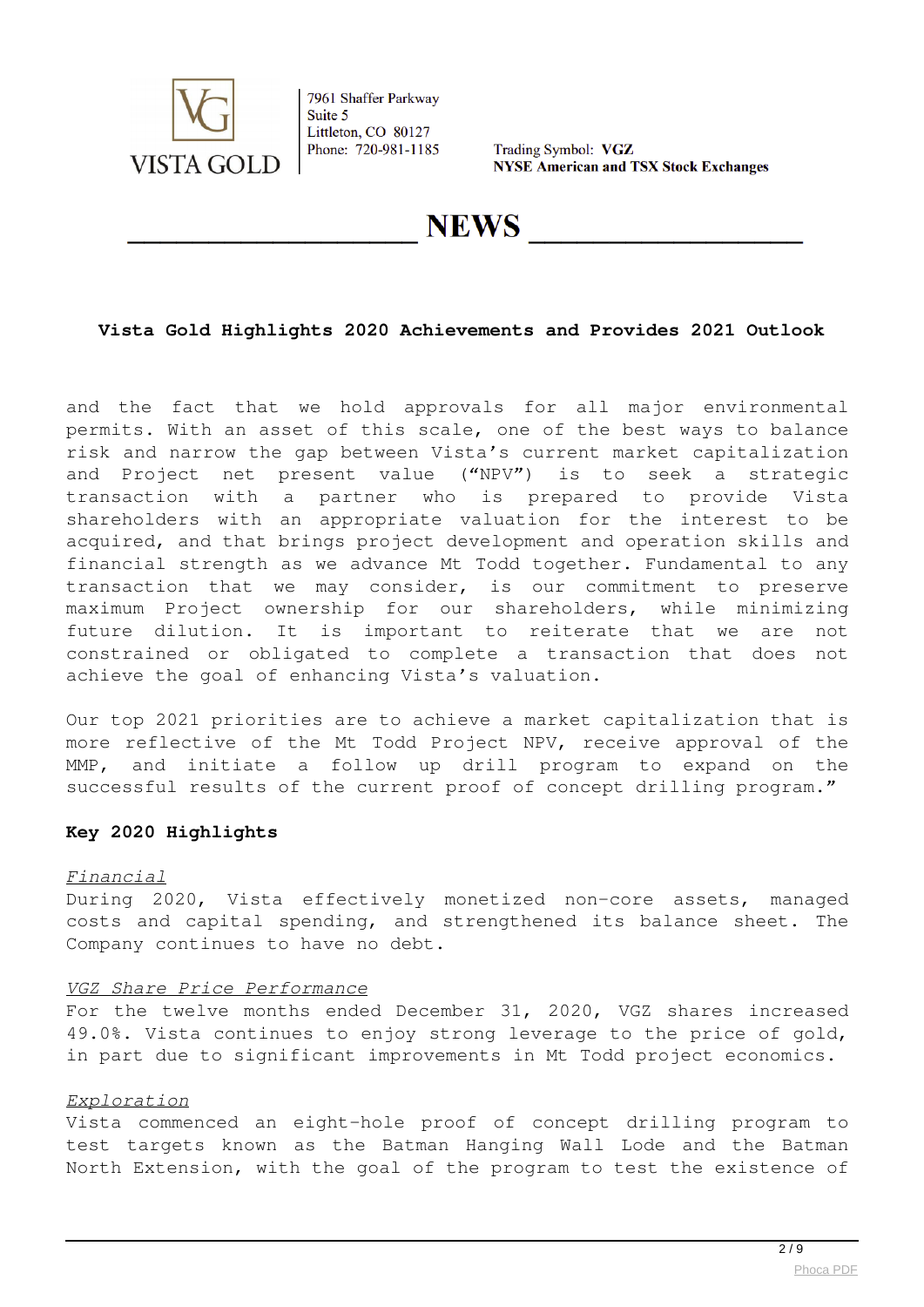and the fact that we hold approvals for all major environmental permits. With an asset of this scale, one of the best ways to balance risk and narrow the gap between Vista's current market capitalization and Project net present value ("NPV") is to seek a strategic transaction with a partner who is prepared to provide Vista shareholders with an appropriate valuation for the interest to be acquired, and that brings project development and operation skills and financial strength as we advance Mt Todd together. Fundamental to any transaction that we may consider, is our commitment to preserve maximum Project ownership for our shareholders, while minimizing future dilution. It is important to reiterate that we are not constrained or obligated to complete a transaction that does not achieve the goal of enhancing Vista's valuation.

Our top 2021 priorities are to achieve a market capitalization that is more reflective of the Mt Todd Project NPV, receive approval of the MMP, and initiate a follow up drill program to expand on the successful results of the current proof of concept drilling program."

**Key 2020 Highlights**

*Financial*
During 2020, Vista effectively monetized non-core assets, managed costs and capital spending, and strengthened its balance sheet. The Company continues to have no debt.

*VGZ Share Price Performance*
For the twelve months ended December 31, 2020, VGZ shares increased 49.0%. Vista continues to enjoy strong leverage to the price of gold, in part due to significant improvements in Mt Todd project economics.

*Exploration*
Vista commenced an eight-hole proof of concept drilling program to test targets known as the Batman Hanging Wall Lode and the Batman North Extension, with the goal of the program to test the existence of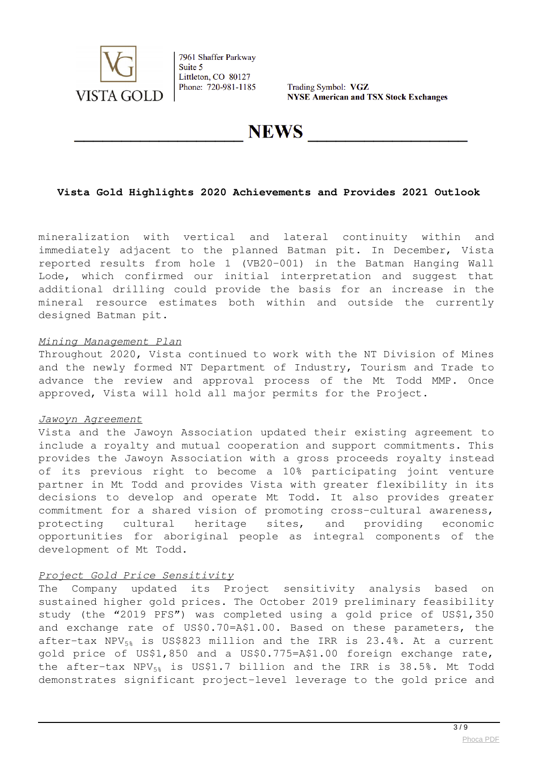mineralization with vertical and lateral continuity within and immediately adjacent to the planned Batman pit. In December, Vista reported results from hole 1 (VB20-001) in the Batman Hanging Wall Lode, which confirmed our initial interpretation and suggest that additional drilling could provide the basis for an increase in the mineral resource estimates both within and outside the currently designed Batman pit.

*Mining Management Plan*

Throughout 2020, Vista continued to work with the NT Division of Mines and the newly formed NT Department of Industry, Tourism and Trade to advance the review and approval process of the Mt Todd MMP. Once approved, Vista will hold all major permits for the Project.

*Jawoyn Agreement*

Vista and the Jawoyn Association updated their existing agreement to include a royalty and mutual cooperation and support commitments. This provides the Jawoyn Association with a gross proceeds royalty instead of its previous right to become a 10% participating joint venture partner in Mt Todd and provides Vista with greater flexibility in its decisions to develop and operate Mt Todd. It also provides greater commitment for a shared vision of promoting cross-cultural awareness, protecting cultural heritage sites, and providing economic opportunities for aboriginal people as integral components of the development of Mt Todd.

*Project Gold Price Sensitivity*

The Company updated its Project sensitivity analysis based on sustained higher gold prices. The October 2019 preliminary feasibility study (the "2019 PFS") was completed using a gold price of US$1,350 and exchange rate of US$0.70=A$1.00. Based on these parameters, the after-tax $NPV_{5\%}$ is US$823 million and the IRR is 23.4%. At a current gold price of US$1,850 and a US$0.775=A$1.00 foreign exchange rate, the after-tax $NPV_{5\%}$ is US$1.7 billion and the IRR is 38.5%. Mt Todd demonstrates significant project-level leverage to the gold price and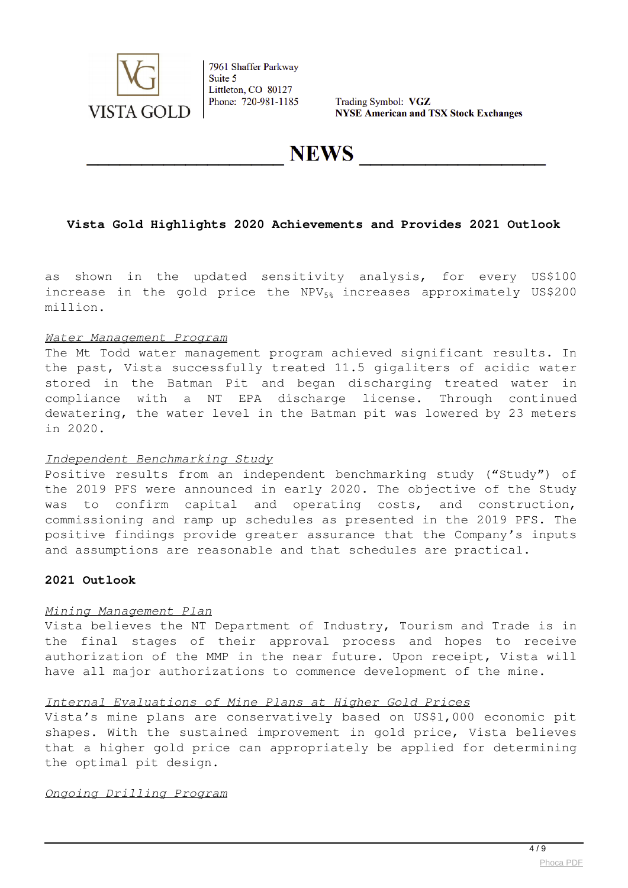as shown in the updated sensitivity analysis, for every US$100 increase in the gold price the $NPV_{5\%}$ increases approximately US$200 million.

*Water Management Program*
The Mt Todd water management program achieved significant results. In the past, Vista successfully treated 11.5 gigaliters of acidic water stored in the Batman Pit and began discharging treated water in compliance with a NT EPA discharge license. Through continued dewatering, the water level in the Batman pit was lowered by 23 meters in 2020.

*Independent Benchmarking Study*
Positive results from an independent benchmarking study ("Study") of the 2019 PFS were announced in early 2020. The objective of the Study was to confirm capital and operating costs, and construction, commissioning and ramp up schedules as presented in the 2019 PFS. The positive findings provide greater assurance that the Company's inputs and assumptions are reasonable and that schedules are practical.

**2021 Outlook**

*Mining Management Plan*
Vista believes the NT Department of Industry, Tourism and Trade is in the final stages of their approval process and hopes to receive authorization of the MMP in the near future. Upon receipt, Vista will have all major authorizations to commence development of the mine.

*Internal Evaluations of Mine Plans at Higher Gold Prices*
Vista's mine plans are conservatively based on US$1,000 economic pit shapes. With the sustained improvement in gold price, Vista believes that a higher gold price can appropriately be applied for determining the optimal pit design.

*Ongoing Drilling Program*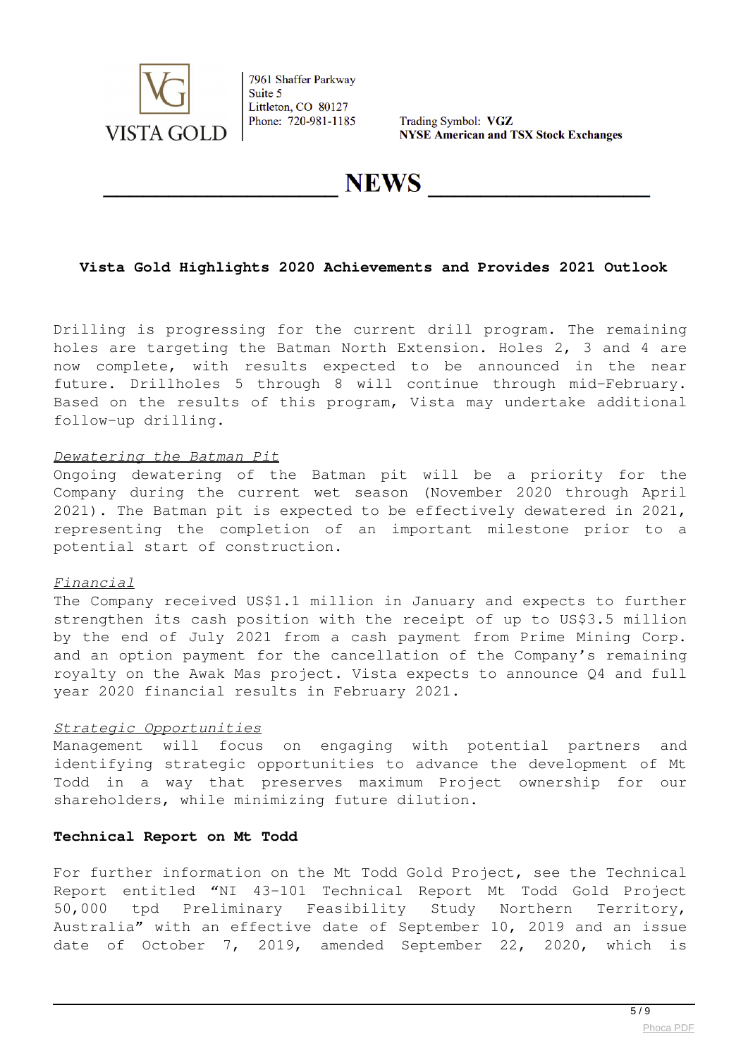# Vista Gold Highlights 2020 Achievements and Provides 2021 Outlook

Drilling is progressing for the current drill program. The remaining holes are targeting the Batman North Extension. Holes 2, 3 and 4 are now complete, with results expected to be announced in the near future. Drillholes 5 through 8 will continue through mid-February. Based on the results of this program, Vista may undertake additional follow-up drilling.

*Dewatering the Batman Pit*

Ongoing dewatering of the Batman pit will be a priority for the Company during the current wet season (November 2020 through April 2021). The Batman pit is expected to be effectively dewatered in 2021, representing the completion of an important milestone prior to a potential start of construction.

*Financial*

The Company received US$1.1 million in January and expects to further strengthen its cash position with the receipt of up to US$3.5 million by the end of July 2021 from a cash payment from Prime Mining Corp. and an option payment for the cancellation of the Company's remaining royalty on the Awak Mas project. Vista expects to announce Q4 and full year 2020 financial results in February 2021.

*Strategic Opportunities*

Management will focus on engaging with potential partners and identifying strategic opportunities to advance the development of Mt Todd in a way that preserves maximum Project ownership for our shareholders, while minimizing future dilution.

**Technical Report on Mt Todd**

For further information on the Mt Todd Gold Project, see the Technical Report entitled "NI 43-101 Technical Report Mt Todd Gold Project 50,000 tpd Preliminary Feasibility Study Northern Territory, Australia" with an effective date of September 10, 2019 and an issue date of October 7, 2019, amended September 22, 2020, which is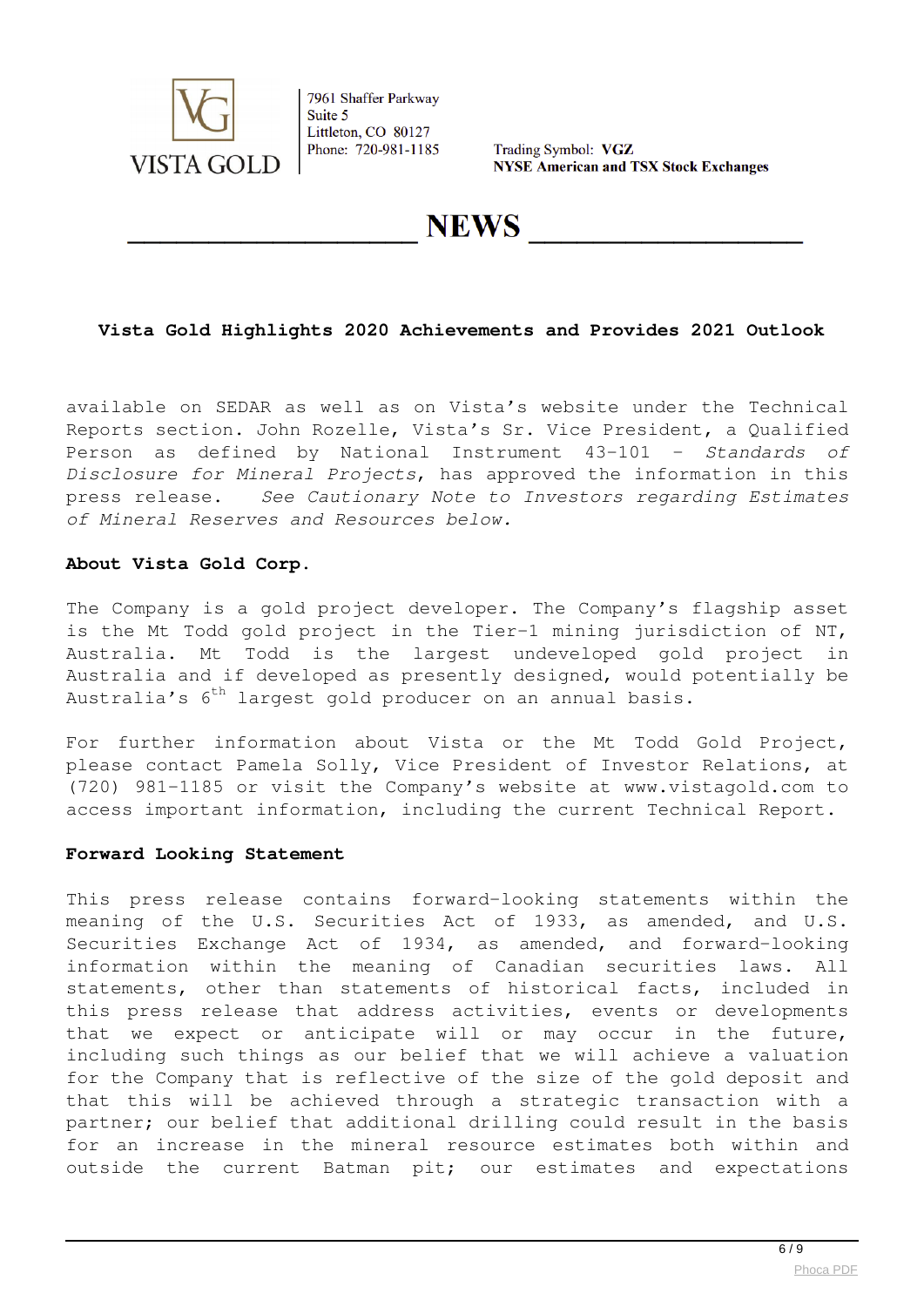available on SEDAR as well as on Vista's website under the Technical Reports section. John Rozelle, Vista's Sr. Vice President, a Qualified Person as defined by National Instrument 43-101 – *Standards of Disclosure for Mineral Projects*, has approved the information in this press release. *See Cautionary Note to Investors regarding Estimates of Mineral Reserves and Resources below.*

**About Vista Gold Corp.**

The Company is a gold project developer. The Company's flagship asset is the Mt Todd gold project in the Tier-1 mining jurisdiction of NT, Australia. Mt Todd is the largest undeveloped gold project in Australia and if developed as presently designed, would potentially be Australia's 6th largest gold producer on an annual basis.

For further information about Vista or the Mt Todd Gold Project, please contact Pamela Solly, Vice President of Investor Relations, at (720) 981-1185 or visit the Company's website at www.vistagold.com to access important information, including the current Technical Report.

**Forward Looking Statement**

This press release contains forward-looking statements within the meaning of the U.S. Securities Act of 1933, as amended, and U.S. Securities Exchange Act of 1934, as amended, and forward-looking information within the meaning of Canadian securities laws. All statements, other than statements of historical facts, included in this press release that address activities, events or developments that we expect or anticipate will or may occur in the future, including such things as our belief that we will achieve a valuation for the Company that is reflective of the size of the gold deposit and that this will be achieved through a strategic transaction with a partner; our belief that additional drilling could result in the basis for an increase in the mineral resource estimates both within and outside the current Batman pit; our estimates and expectations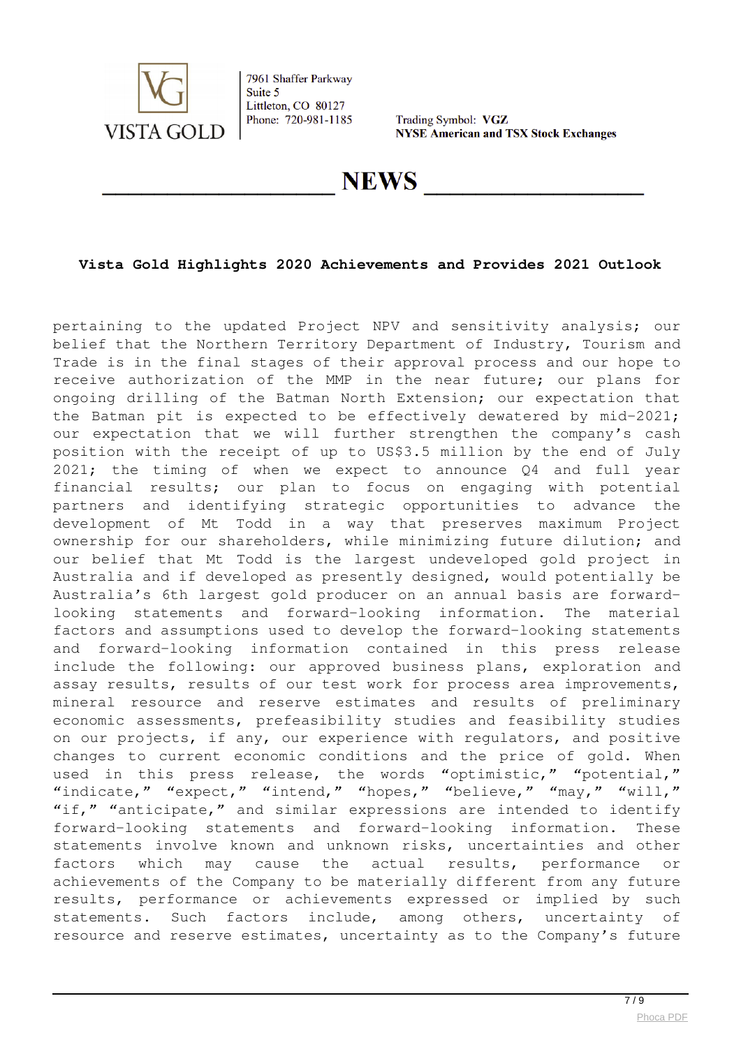pertaining to the updated Project NPV and sensitivity analysis; our belief that the Northern Territory Department of Industry, Tourism and Trade is in the final stages of their approval process and our hope to receive authorization of the MMP in the near future; our plans for ongoing drilling of the Batman North Extension; our expectation that the Batman pit is expected to be effectively dewatered by mid-2021; our expectation that we will further strengthen the company's cash position with the receipt of up to US$3.5 million by the end of July 2021; the timing of when we expect to announce Q4 and full year financial results; our plan to focus on engaging with potential partners and identifying strategic opportunities to advance the development of Mt Todd in a way that preserves maximum Project ownership for our shareholders, while minimizing future dilution; and our belief that Mt Todd is the largest undeveloped gold project in Australia and if developed as presently designed, would potentially be Australia's 6th largest gold producer on an annual basis are forward-looking statements and forward-looking information. The material factors and assumptions used to develop the forward-looking statements and forward-looking information contained in this press release include the following: our approved business plans, exploration and assay results, results of our test work for process area improvements, mineral resource and reserve estimates and results of preliminary economic assessments, prefeasibility studies and feasibility studies on our projects, if any, our experience with regulators, and positive changes to current economic conditions and the price of gold. When used in this press release, the words "optimistic," "potential," "indicate," "expect," "intend," "hopes," "believe," "may," "will," "if," "anticipate," and similar expressions are intended to identify forward-looking statements and forward-looking information. These statements involve known and unknown risks, uncertainties and other factors which may cause the actual results, performance or achievements of the Company to be materially different from any future results, performance or achievements expressed or implied by such statements. Such factors include, among others, uncertainty of resource and reserve estimates, uncertainty as to the Company's future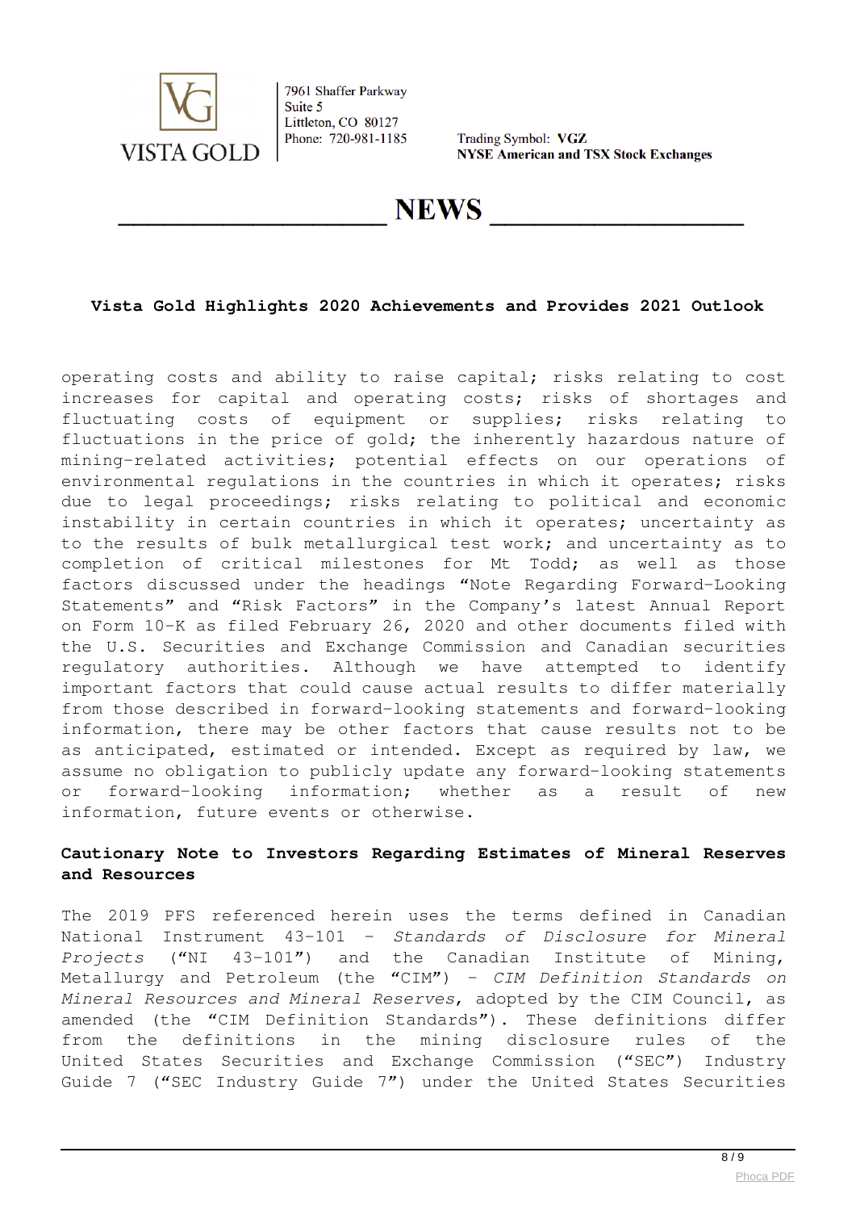operating costs and ability to raise capital; risks relating to cost increases for capital and operating costs; risks of shortages and fluctuating costs of equipment or supplies; risks relating to fluctuations in the price of gold; the inherently hazardous nature of mining-related activities; potential effects on our operations of environmental regulations in the countries in which it operates; risks due to legal proceedings; risks relating to political and economic instability in certain countries in which it operates; uncertainty as to the results of bulk metallurgical test work; and uncertainty as to completion of critical milestones for Mt Todd; as well as those factors discussed under the headings "Note Regarding Forward-Looking Statements" and "Risk Factors" in the Company's latest Annual Report on Form 10-K as filed February 26, 2020 and other documents filed with the U.S. Securities and Exchange Commission and Canadian securities regulatory authorities. Although we have attempted to identify important factors that could cause actual results to differ materially from those described in forward-looking statements and forward-looking information, there may be other factors that cause results not to be as anticipated, estimated or intended. Except as required by law, we assume no obligation to publicly update any forward-looking statements or forward-looking information; whether as a result of new information, future events or otherwise.

**Cautionary Note to Investors Regarding Estimates of Mineral Reserves and Resources**

The 2019 PFS referenced herein uses the terms defined in Canadian National Instrument 43-101 – *Standards of Disclosure for Mineral Projects* ("NI 43-101") and the Canadian Institute of Mining, Metallurgy and Petroleum (the "CIM") – *CIM Definition Standards on Mineral Resources and Mineral Reserves*, adopted by the CIM Council, as amended (the "CIM Definition Standards"). These definitions differ from the definitions in the mining disclosure rules of the United States Securities and Exchange Commission ("SEC") Industry Guide 7 ("SEC Industry Guide 7") under the United States Securities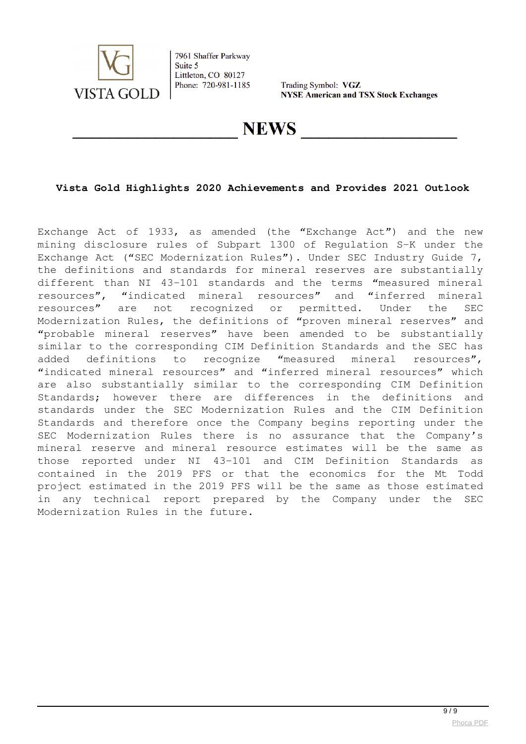Vista Gold logo header: 7961 Shaffer Parkway, Suite 5, Littleton, CO 80127, Phone: 720-981-1185

Trading Symbol: **VGZ**
**NYSE American and TSX Stock Exchanges**

# NEWS

## Vista Gold Highlights 2020 Achievements and Provides 2021 Outlook

Exchange Act of 1933, as amended (the “Exchange Act”) and the new mining disclosure rules of Subpart 1300 of Regulation S-K under the Exchange Act (“SEC Modernization Rules”). Under SEC Industry Guide 7, the definitions and standards for mineral reserves are substantially different than NI 43-101 standards and the terms “measured mineral resources”, “indicated mineral resources” and “inferred mineral resources” are not recognized or permitted. Under the SEC Modernization Rules, the definitions of “proven mineral reserves” and “probable mineral reserves” have been amended to be substantially similar to the corresponding CIM Definition Standards and the SEC has added definitions to recognize “measured mineral resources”, “indicated mineral resources” and “inferred mineral resources” which are also substantially similar to the corresponding CIM Definition Standards; however there are differences in the definitions and standards under the SEC Modernization Rules and the CIM Definition Standards and therefore once the Company begins reporting under the SEC Modernization Rules there is no assurance that the Company’s mineral reserve and mineral resource estimates will be the same as those reported under NI 43-101 and CIM Definition Standards as contained in the 2019 PFS or that the economics for the Mt Todd project estimated in the 2019 PFS will be the same as those estimated in any technical report prepared by the Company under the SEC Modernization Rules in the future.